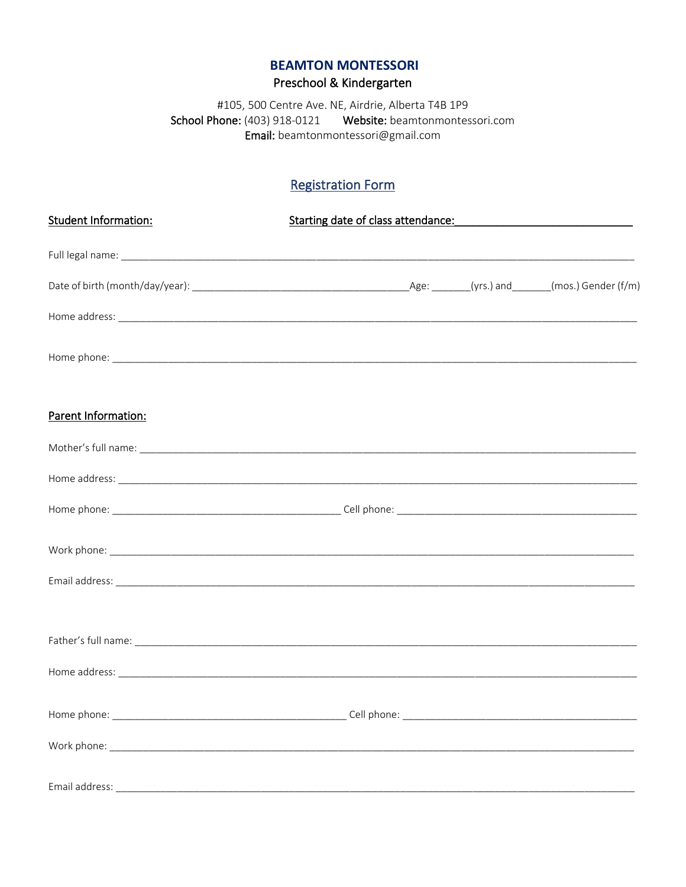# BEAMTON MONTESSORI

Preschool & Kindergarten

#105, 500 Centre Ave. NE, Airdrie, Alberta T4B 1P9

**School Phone:** (403) 918-0121 **Website:** beamtonmontessori.com

**Email:** beamtonmontessori@gmail.com

## Registration Form

**Student Information:** **Starting date of class attendance:**______________________________

Full legal name: ____________________________________________________________________________________________

Date of birth (month/day/year): ______________________________________Age: _______(yrs.) and_______(mos.) Gender (f/m)

Home address: ______________________________________________________________________________________________

Home phone: _______________________________________________________________________________________________

**Parent Information:**

Mother's full name: __________________________________________________________________________________________

Home address: ______________________________________________________________________________________________

Home phone: ________________________________________ Cell phone: __________________________________________

Work phone: ________________________________________________________________________________________________

Email address: ______________________________________________________________________________________________

Father's full name: ___________________________________________________________________________________________

Home address: ______________________________________________________________________________________________

Home phone: _________________________________________ Cell phone: _________________________________________

Work phone: ________________________________________________________________________________________________

Email address: ______________________________________________________________________________________________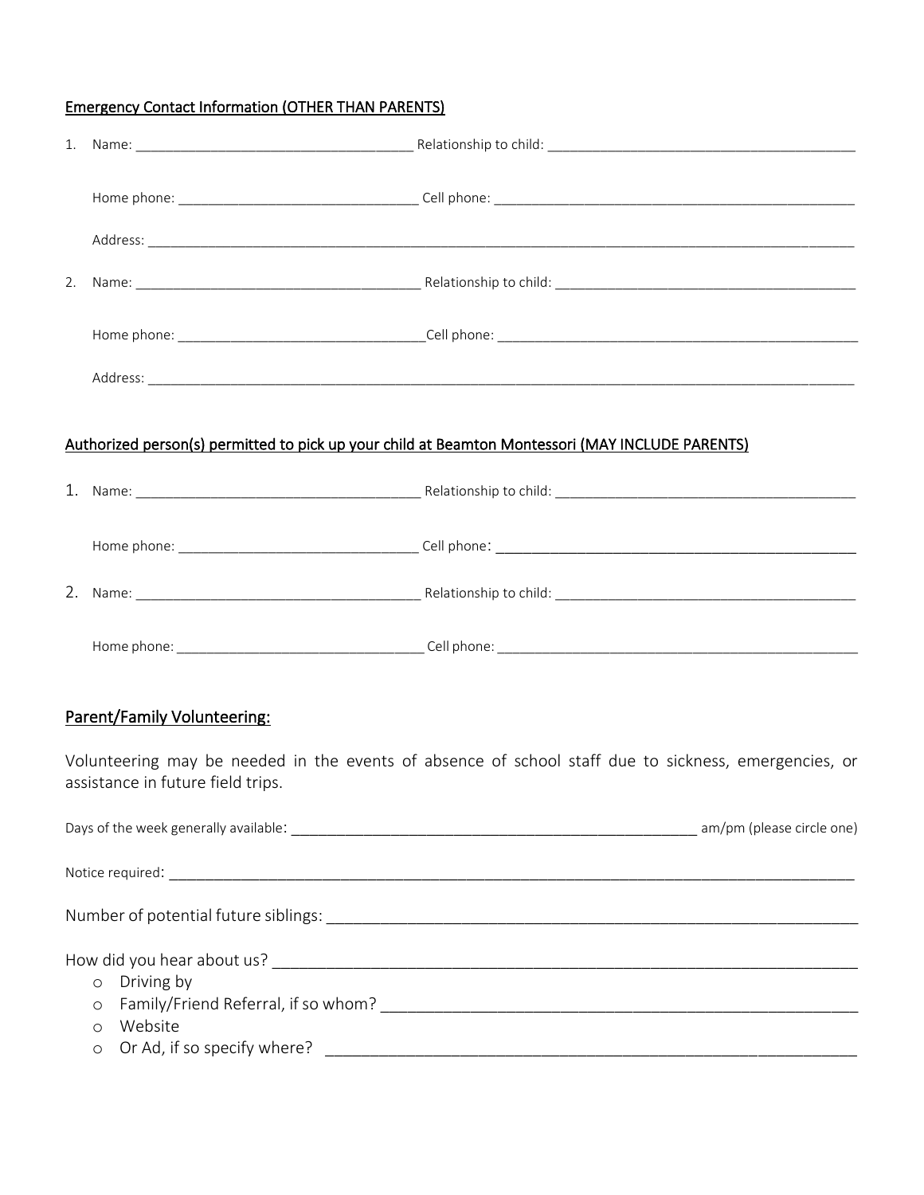Emergency Contact Information (OTHER THAN PARENTS)

1. Name: ____________________________________ Relationship to child: ________________________________________

   Home phone: _______________________________ Cell phone: _______________________________________________

   Address: ______________________________________________________________________________________________

2. Name: ______________________________________ Relationship to child: ________________________________________

   Home phone: _________________________________Cell phone: ________________________________________________

   Address: ______________________________________________________________________________________________

Authorized person(s) permitted to pick up your child at Beamton Montessori (MAY INCLUDE PARENTS)

1. Name: ______________________________________ Relationship to child: _______________________________________

   Home phone: _______________________________ Cell phone: _______________________________________________

2. Name: ______________________________________ Relationship to child: _______________________________________

   Home phone: _________________________________ Cell phone: _______________________________________________

## Parent/Family Volunteering:

Volunteering may be needed in the events of absence of school staff due to sickness, emergencies, or assistance in future field trips.

Days of the week generally available: ____________________________________________________ am/pm (please circle one)

Notice required: _________________________________________________________________________________________

Number of potential future siblings: ____________________________________________________________

How did you hear about us? ____________________________________________________________________

- Driving by
- Family/Friend Referral, if so whom? _______________________________________________________
- Website
- Or Ad, if so specify where? ____________________________________________________________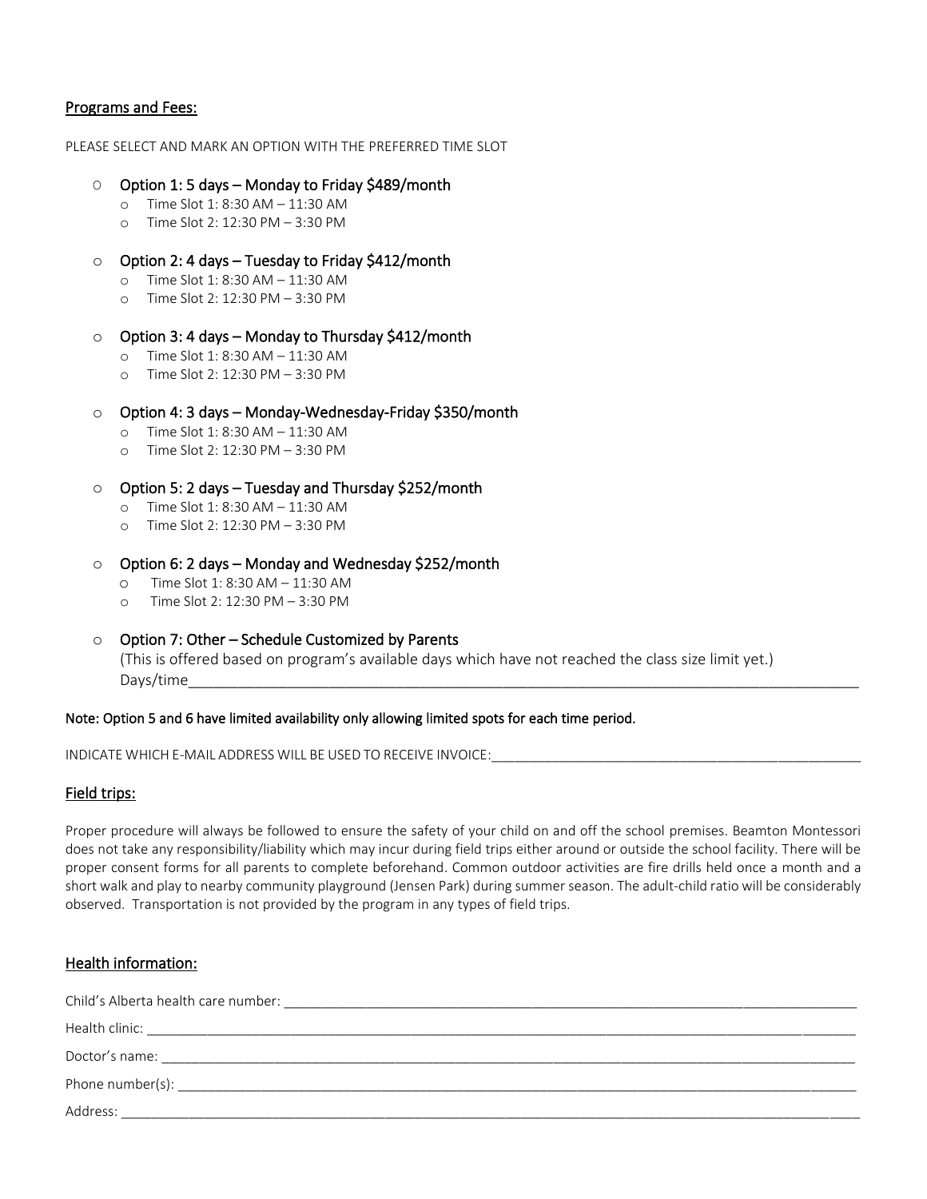## Programs and Fees:

PLEASE SELECT AND MARK AN OPTION WITH THE PREFERRED TIME SLOT

- Option 1: 5 days – Monday to Friday $489/month
  - Time Slot 1: 8:30 AM – 11:30 AM
  - Time Slot 2: 12:30 PM – 3:30 PM
- Option 2: 4 days – Tuesday to Friday $412/month
  - Time Slot 1: 8:30 AM – 11:30 AM
  - Time Slot 2: 12:30 PM – 3:30 PM
- Option 3: 4 days – Monday to Thursday $412/month
  - Time Slot 1: 8:30 AM – 11:30 AM
  - Time Slot 2: 12:30 PM – 3:30 PM
- Option 4: 3 days – Monday-Wednesday-Friday $350/month
  - Time Slot 1: 8:30 AM – 11:30 AM
  - Time Slot 2: 12:30 PM – 3:30 PM
- Option 5: 2 days – Tuesday and Thursday $252/month
  - Time Slot 1: 8:30 AM – 11:30 AM
  - Time Slot 2: 12:30 PM – 3:30 PM
- Option 6: 2 days – Monday and Wednesday $252/month
  - Time Slot 1: 8:30 AM – 11:30 AM
  - Time Slot 2: 12:30 PM – 3:30 PM
- Option 7: Other – Schedule Customized by Parents

  (This is offered based on program's available days which have not reached the class size limit yet.)

  Days/time\_\_\_\_\_\_\_\_\_\_\_\_\_\_\_\_\_\_\_\_\_\_\_\_\_\_\_\_\_\_\_\_\_\_\_\_\_\_\_\_\_\_\_\_

**Note: Option 5 and 6 have limited availability only allowing limited spots for each time period.**

INDICATE WHICH E-MAIL ADDRESS WILL BE USED TO RECEIVE INVOICE:\_\_\_\_\_\_\_\_\_\_\_\_\_\_\_\_\_\_\_\_\_\_\_\_\_\_\_\_\_\_

## Field trips:

Proper procedure will always be followed to ensure the safety of your child on and off the school premises. Beamton Montessori does not take any responsibility/liability which may incur during field trips either around or outside the school facility. There will be proper consent forms for all parents to complete beforehand. Common outdoor activities are fire drills held once a month and a short walk and play to nearby community playground (Jensen Park) during summer season. The adult-child ratio will be considerably observed. Transportation is not provided by the program in any types of field trips.

## Health information:

Child's Alberta health care number: \_\_\_\_\_\_\_\_\_\_\_\_\_\_\_\_\_\_\_\_\_\_\_\_\_\_\_\_\_\_\_\_\_\_\_\_\_\_\_\_

Health clinic: \_\_\_\_\_\_\_\_\_\_\_\_\_\_\_\_\_\_\_\_\_\_\_\_\_\_\_\_\_\_\_\_\_\_\_\_\_\_\_\_\_\_\_\_\_\_\_\_

Doctor's name: \_\_\_\_\_\_\_\_\_\_\_\_\_\_\_\_\_\_\_\_\_\_\_\_\_\_\_\_\_\_\_\_\_\_\_\_\_\_\_\_\_\_\_\_\_\_\_\_

Phone number(s): \_\_\_\_\_\_\_\_\_\_\_\_\_\_\_\_\_\_\_\_\_\_\_\_\_\_\_\_\_\_\_\_\_\_\_\_\_\_\_\_\_\_\_\_\_\_

Address: \_\_\_\_\_\_\_\_\_\_\_\_\_\_\_\_\_\_\_\_\_\_\_\_\_\_\_\_\_\_\_\_\_\_\_\_\_\_\_\_\_\_\_\_\_\_\_\_\_\_\_\_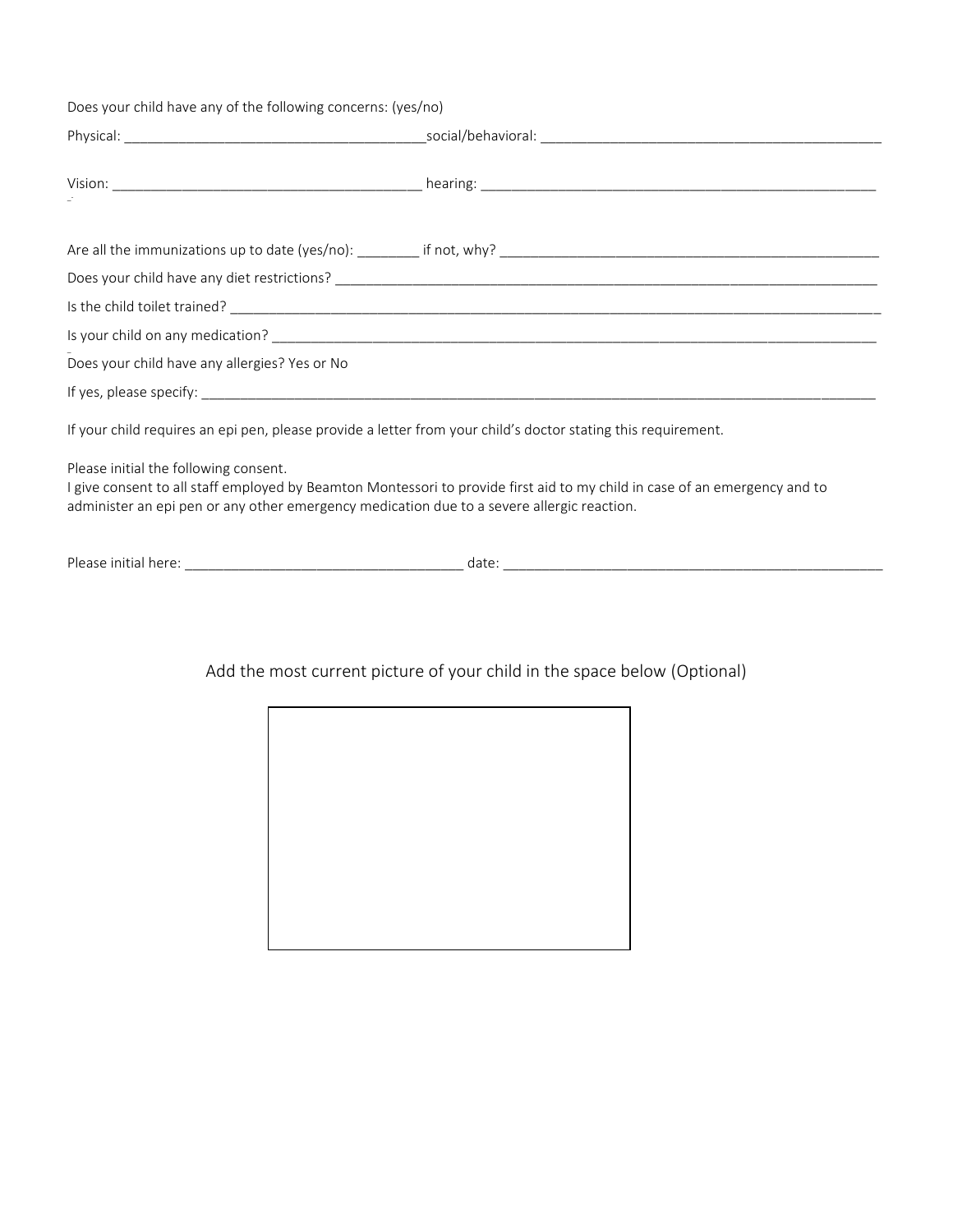Does your child have any of the following concerns: (yes/no)

Physical: ________________________________________ social/behavioral: ______________________________________________

Vision: ________________________________________ hearing: ___________________________________________________

Are all the immunizations up to date (yes/no): ________ if not, why? ___________________________________________________

Does your child have any diet restrictions? ___________________________________________________________________________

Is the child toilet trained? _____________________________________________________________________________________

Is your child on any medication? ________________________________________________________________________________

Does your child have any allergies? Yes or No

If yes, please specify: ________________________________________________________________________________________

If your child requires an epi pen, please provide a letter from your child's doctor stating this requirement.

Please initial the following consent.
I give consent to all staff employed by Beamton Montessori to provide first aid to my child in case of an emergency and to administer an epi pen or any other emergency medication due to a severe allergic reaction.

Please initial here: _____________________________________ date: ____________________________________________________

Add the most current picture of your child in the space below (Optional)